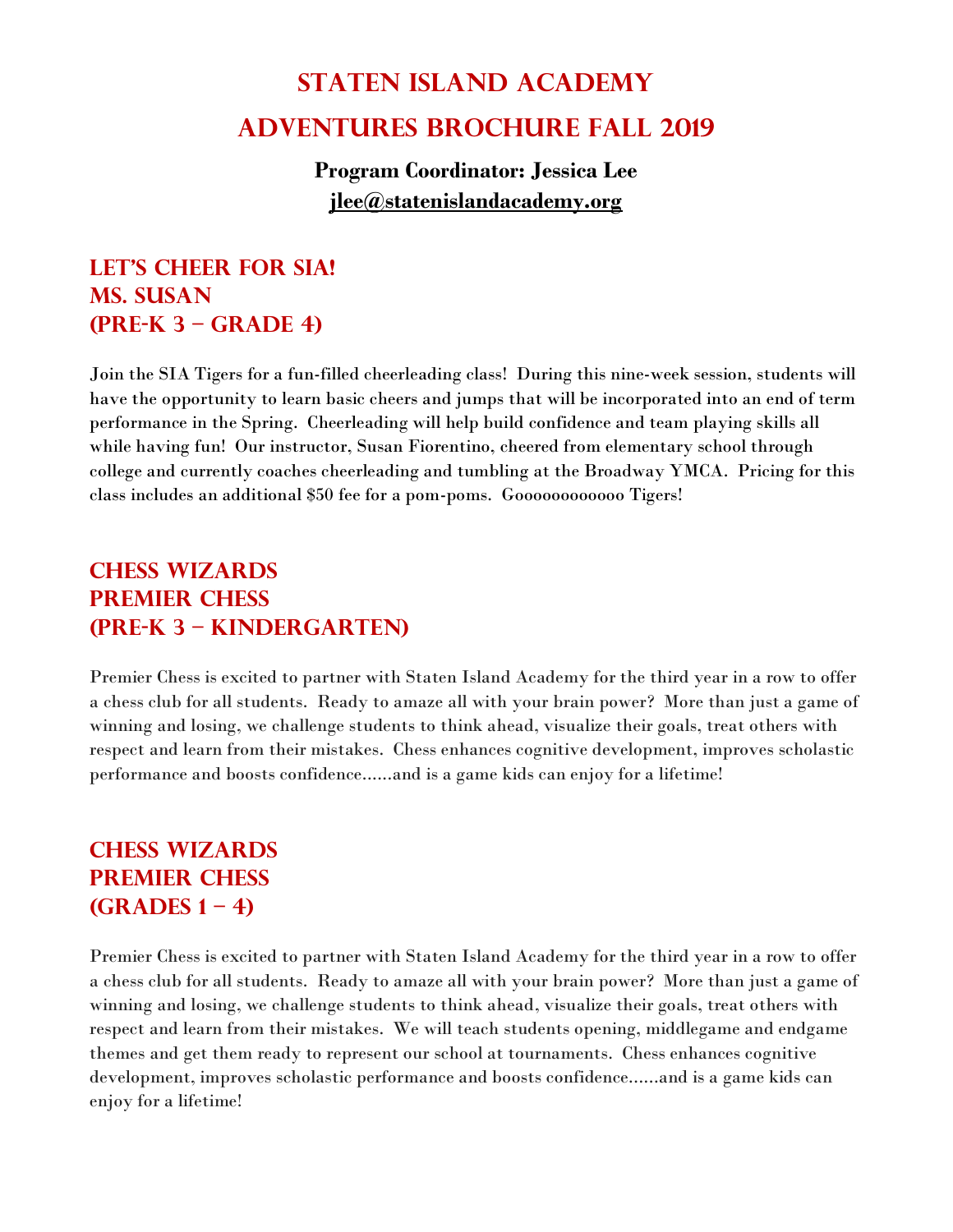# Staten Island Academy
# Adventures Brochure Fall 2019

**Program Coordinator: Jessica Lee**
**jlee@statenislandacademy.org**

## Let's Cheer for SIA!
## Ms. Susan
## (Pre-K 3 – Grade 4)

Join the SIA Tigers for a fun-filled cheerleading class! During this nine-week session, students will have the opportunity to learn basic cheers and jumps that will be incorporated into an end of term performance in the Spring. Cheerleading will help build confidence and team playing skills all while having fun! Our instructor, Susan Fiorentino, cheered from elementary school through college and currently coaches cheerleading and tumbling at the Broadway YMCA. Pricing for this class includes an additional $50 fee for a pom-poms. Goooooooooooo Tigers!

## Chess Wizards
## Premier Chess
## (Pre-K 3 – Kindergarten)

Premier Chess is excited to partner with Staten Island Academy for the third year in a row to offer a chess club for all students. Ready to amaze all with your brain power? More than just a game of winning and losing, we challenge students to think ahead, visualize their goals, treat others with respect and learn from their mistakes. Chess enhances cognitive development, improves scholastic performance and boosts confidence……and is a game kids can enjoy for a lifetime!

## Chess Wizards
## Premier Chess
## (Grades 1 – 4)

Premier Chess is excited to partner with Staten Island Academy for the third year in a row to offer a chess club for all students. Ready to amaze all with your brain power? More than just a game of winning and losing, we challenge students to think ahead, visualize their goals, treat others with respect and learn from their mistakes. We will teach students opening, middlegame and endgame themes and get them ready to represent our school at tournaments. Chess enhances cognitive development, improves scholastic performance and boosts confidence……and is a game kids can enjoy for a lifetime!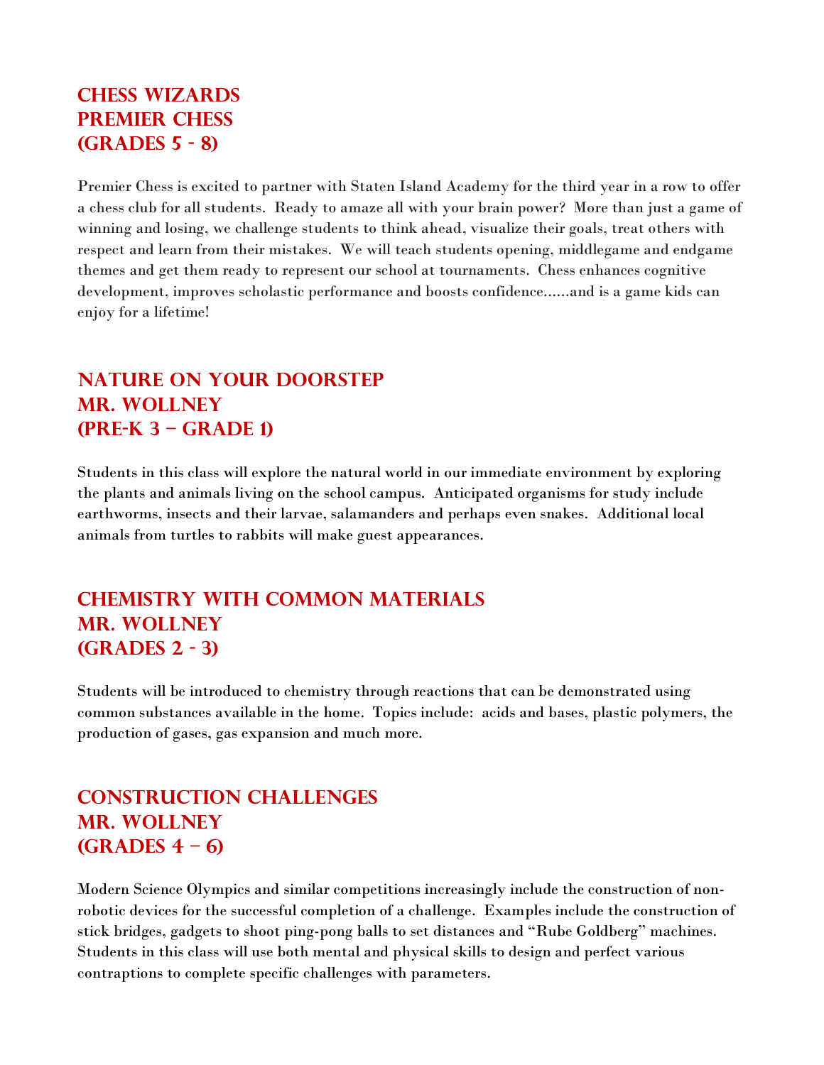## Chess Wizards
## Premier Chess
## (Grades 5 - 8)

Premier Chess is excited to partner with Staten Island Academy for the third year in a row to offer a chess club for all students. Ready to amaze all with your brain power? More than just a game of winning and losing, we challenge students to think ahead, visualize their goals, treat others with respect and learn from their mistakes. We will teach students opening, middlegame and endgame themes and get them ready to represent our school at tournaments. Chess enhances cognitive development, improves scholastic performance and boosts confidence……and is a game kids can enjoy for a lifetime!

## Nature On Your Doorstep
## Mr. Wollney
## (Pre-K 3 – Grade 1)

Students in this class will explore the natural world in our immediate environment by exploring the plants and animals living on the school campus. Anticipated organisms for study include earthworms, insects and their larvae, salamanders and perhaps even snakes. Additional local animals from turtles to rabbits will make guest appearances.

## Chemistry with Common Materials
## Mr. Wollney
## (Grades 2 - 3)

Students will be introduced to chemistry through reactions that can be demonstrated using common substances available in the home. Topics include: acids and bases, plastic polymers, the production of gases, gas expansion and much more.

## Construction Challenges
## Mr. Wollney
## (Grades 4 – 6)

Modern Science Olympics and similar competitions increasingly include the construction of non-robotic devices for the successful completion of a challenge. Examples include the construction of stick bridges, gadgets to shoot ping-pong balls to set distances and "Rube Goldberg" machines. Students in this class will use both mental and physical skills to design and perfect various contraptions to complete specific challenges with parameters.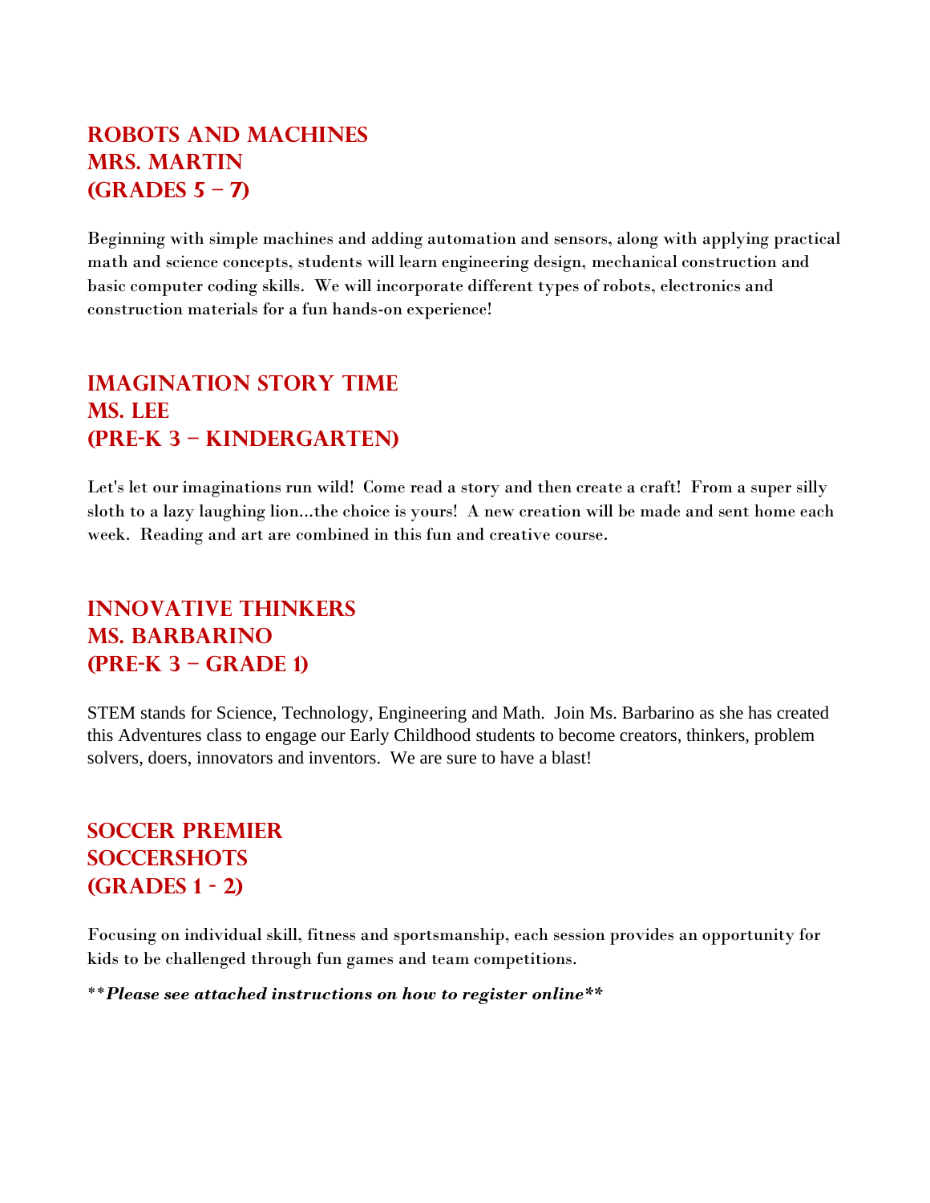## ROBOTS AND MACHINES
## MRS. MARTIN
## (GRADES 5 – 7)

Beginning with simple machines and adding automation and sensors, along with applying practical math and science concepts, students will learn engineering design, mechanical construction and basic computer coding skills. We will incorporate different types of robots, electronics and construction materials for a fun hands-on experience!

## IMAGINATION STORY TIME
## MS. LEE
## (PRE-K 3 – KINDERGARTEN)

Let's let our imaginations run wild! Come read a story and then create a craft! From a super silly sloth to a lazy laughing lion...the choice is yours! A new creation will be made and sent home each week. Reading and art are combined in this fun and creative course.

## INNOVATIVE THINKERS
## MS. BARBARINO
## (PRE-K 3 – GRADE 1)

STEM stands for Science, Technology, Engineering and Math. Join Ms. Barbarino as she has created this Adventures class to engage our Early Childhood students to become creators, thinkers, problem solvers, doers, innovators and inventors. We are sure to have a blast!

## SOCCER PREMIER
## SOCCERSHOTS
## (GRADES 1 - 2)

Focusing on individual skill, fitness and sportsmanship, each session provides an opportunity for kids to be challenged through fun games and team competitions.

***Please see attached instructions on how to register online***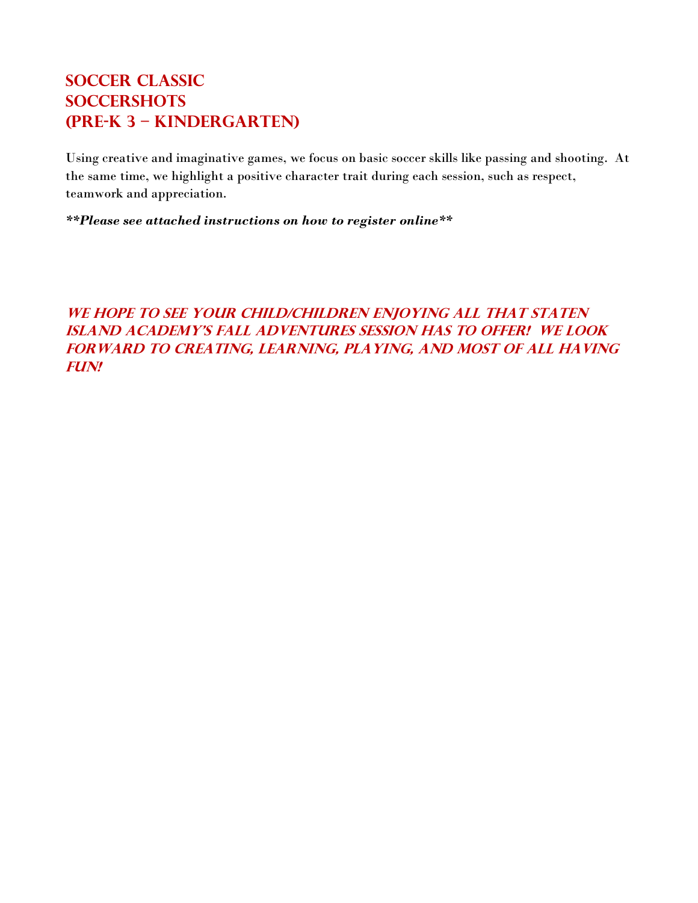## SOCCER CLASSIC
## SOCCERSHOTS
## (PRE-K 3 – KINDERGARTEN)

Using creative and imaginative games, we focus on basic soccer skills like passing and shooting. At the same time, we highlight a positive character trait during each session, such as respect, teamwork and appreciation.

***\*\*Please see attached instructions on how to register online\*\****

***WE HOPE TO SEE YOUR CHILD/CHILDREN ENJOYING ALL THAT STATEN ISLAND ACADEMY'S FALL ADVENTURES SESSION HAS TO OFFER! WE LOOK FORWARD TO CREATING, LEARNING, PLAYING, AND MOST OF ALL HAVING FUN!***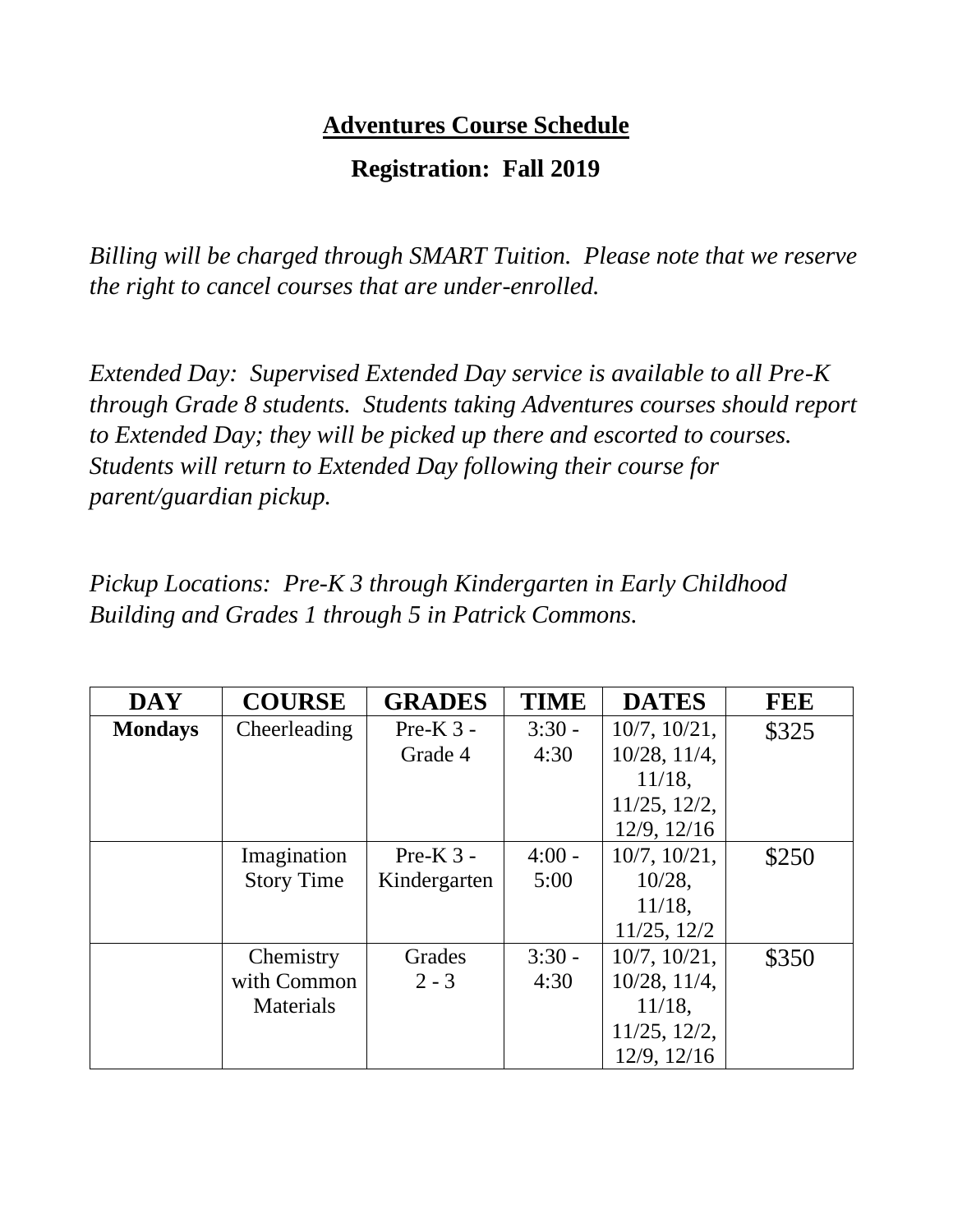## Adventures Course Schedule

### Registration: Fall 2019

*Billing will be charged through SMART Tuition. Please note that we reserve the right to cancel courses that are under-enrolled.*

*Extended Day: Supervised Extended Day service is available to all Pre-K through Grade 8 students. Students taking Adventures courses should report to Extended Day; they will be picked up there and escorted to courses. Students will return to Extended Day following their course for parent/guardian pickup.*

*Pickup Locations: Pre-K 3 through Kindergarten in Early Childhood Building and Grades 1 through 5 in Patrick Commons.*

| DAY | COURSE | GRADES | TIME | DATES | FEE |
|---|---|---|---|---|---|
| **Mondays** | Cheerleading | Pre-K 3 - Grade 4 | 3:30 - 4:30 | 10/7, 10/21, 10/28, 11/4, 11/18, 11/25, 12/2, 12/9, 12/16 | $325 |
| | Imagination Story Time | Pre-K 3 - Kindergarten | 4:00 - 5:00 | 10/7, 10/21, 10/28, 11/18, 11/25, 12/2 | $250 |
| | Chemistry with Common Materials | Grades 2 - 3 | 3:30 - 4:30 | 10/7, 10/21, 10/28, 11/4, 11/18, 11/25, 12/2, 12/9, 12/16 | $350 |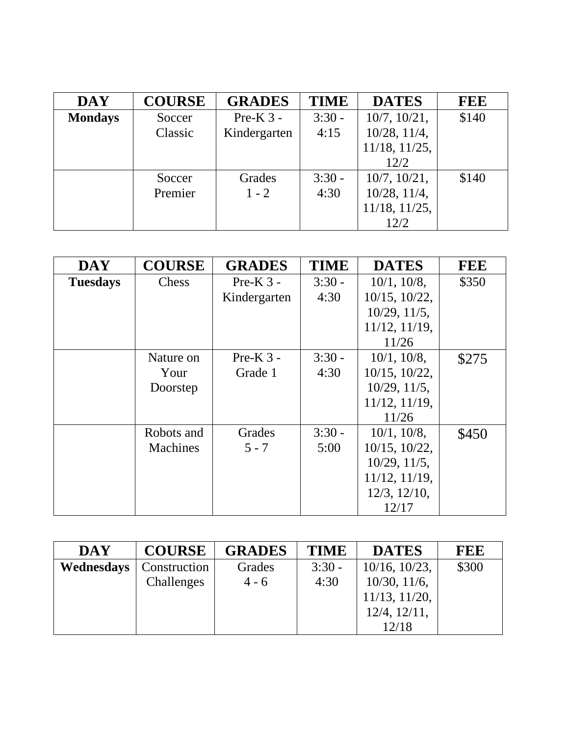| DAY | COURSE | GRADES | TIME | DATES | FEE |
|---|---|---|---|---|---|
| **Mondays** | Soccer Classic | Pre-K 3 - Kindergarten | 3:30 - 4:15 | 10/7, 10/21, 10/28, 11/4, 11/18, 11/25, 12/2 | $140 |
| | Soccer Premier | Grades 1 - 2 | 3:30 - 4:30 | 10/7, 10/21, 10/28, 11/4, 11/18, 11/25, 12/2 | $140 |

| DAY | COURSE | GRADES | TIME | DATES | FEE |
|---|---|---|---|---|---|
| **Tuesdays** | Chess | Pre-K 3 - Kindergarten | 3:30 - 4:30 | 10/1, 10/8, 10/15, 10/22, 10/29, 11/5, 11/12, 11/19, 11/26 | $350 |
| | Nature on Your Doorstep | Pre-K 3 - Grade 1 | 3:30 - 4:30 | 10/1, 10/8, 10/15, 10/22, 10/29, 11/5, 11/12, 11/19, 11/26 | $275 |
| | Robots and Machines | Grades 5 - 7 | 3:30 - 5:00 | 10/1, 10/8, 10/15, 10/22, 10/29, 11/5, 11/12, 11/19, 12/3, 12/10, 12/17 | $450 |

| DAY | COURSE | GRADES | TIME | DATES | FEE |
|---|---|---|---|---|---|
| **Wednesdays** | Construction Challenges | Grades 4 - 6 | 3:30 - 4:30 | 10/16, 10/23, 10/30, 11/6, 11/13, 11/20, 12/4, 12/11, 12/18 | $300 |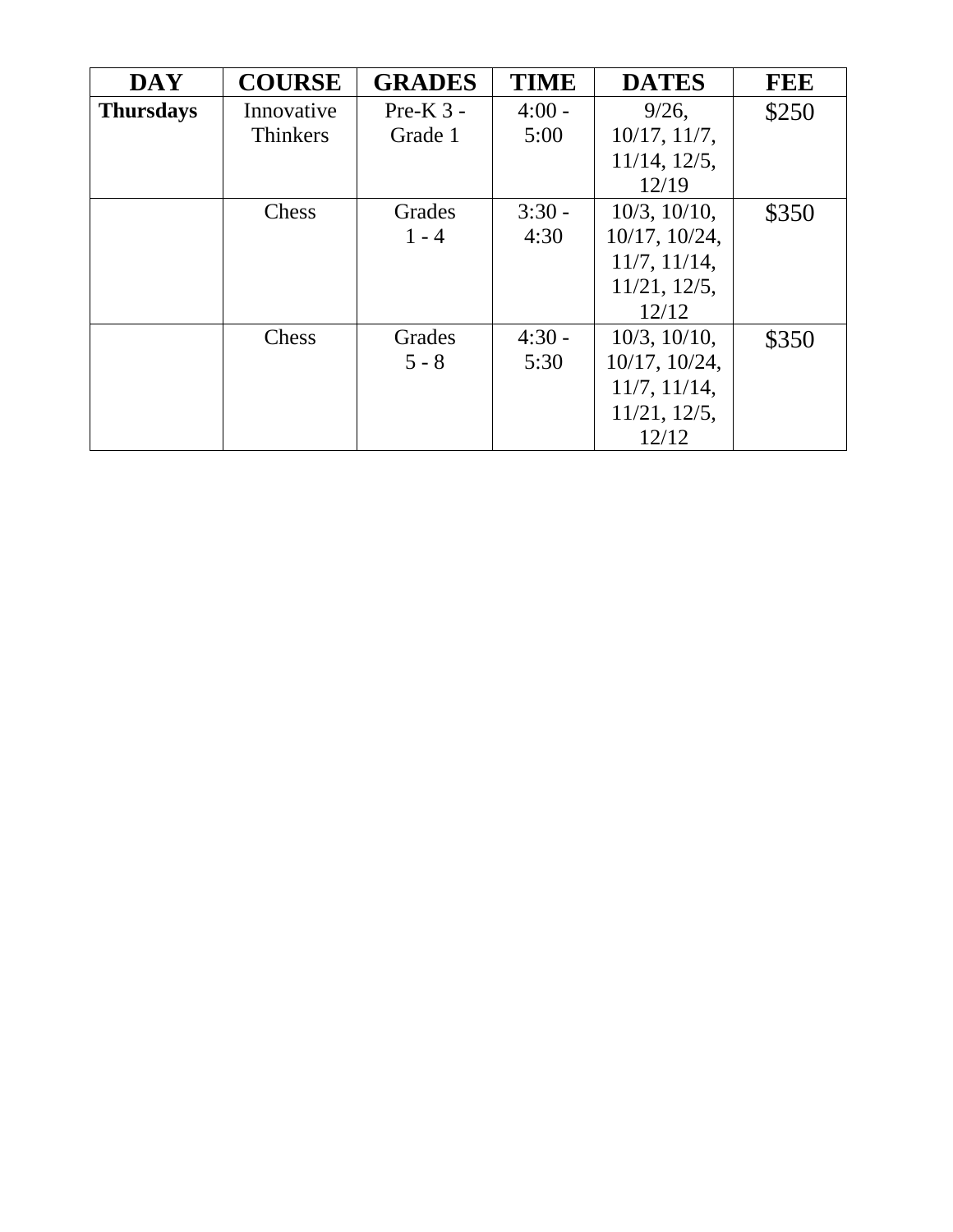| DAY | COURSE | GRADES | TIME | DATES | FEE |
|---|---|---|---|---|---|
| **Thursdays** | Innovative Thinkers | Pre-K 3 - Grade 1 | 4:00 - 5:00 | 9/26, 10/17, 11/7, 11/14, 12/5, 12/19 | $250 |
| | Chess | Grades 1 - 4 | 3:30 - 4:30 | 10/3, 10/10, 10/17, 10/24, 11/7, 11/14, 11/21, 12/5, 12/12 | $350 |
| | Chess | Grades 5 - 8 | 4:30 - 5:30 | 10/3, 10/10, 10/17, 10/24, 11/7, 11/14, 11/21, 12/5, 12/12 | $350 |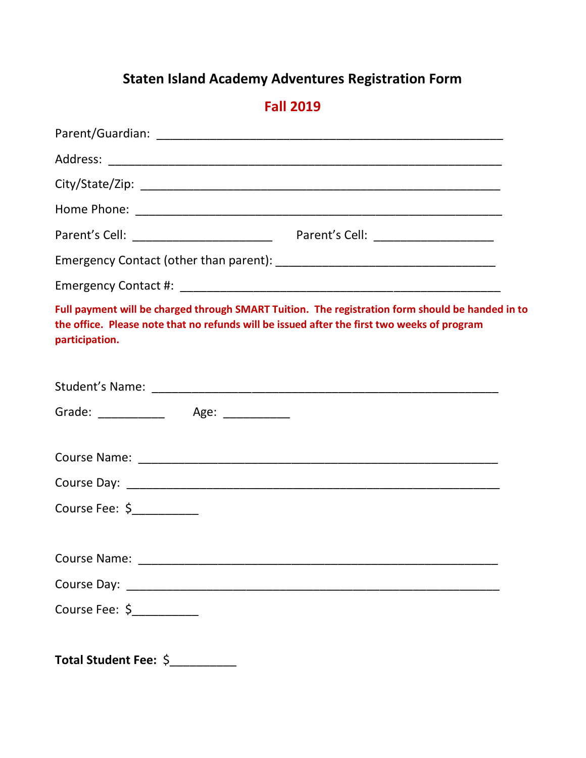# Staten Island Academy Adventures Registration Form

## Fall 2019

Parent/Guardian: ____________________________________________________

Address: ___________________________________________________________

City/State/Zip: ______________________________________________________

Home Phone: ________________________________________________________

Parent's Cell: _____________________ Parent's Cell: __________________

Emergency Contact (other than parent): _________________________________

Emergency Contact #: _________________________________________________

**Full payment will be charged through SMART Tuition. The registration form should be handed in to the office. Please note that no refunds will be issued after the first two weeks of program participation.**

Student's Name: _____________________________________________________

Grade: __________ Age: __________

Course Name: _______________________________________________________

Course Day: _________________________________________________________

Course Fee: $__________

Course Name: _______________________________________________________

Course Day: _________________________________________________________

Course Fee: $__________

**Total Student Fee:** $__________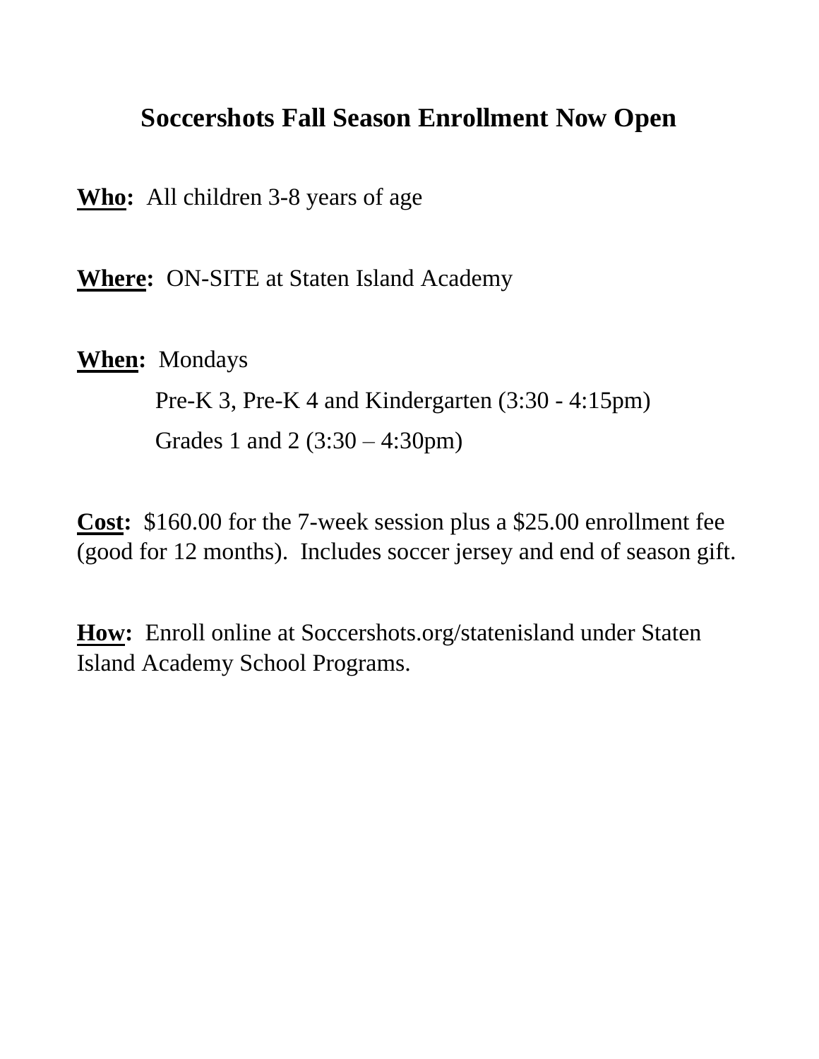# Soccershots Fall Season Enrollment Now Open

**Who:** All children 3-8 years of age

**Where:** ON-SITE at Staten Island Academy

**When:** Mondays

Pre-K 3, Pre-K 4 and Kindergarten (3:30 - 4:15pm)

Grades 1 and 2 (3:30 – 4:30pm)

**Cost:** $160.00 for the 7-week session plus a $25.00 enrollment fee (good for 12 months). Includes soccer jersey and end of season gift.

**How:** Enroll online at Soccershots.org/statenisland under Staten Island Academy School Programs.